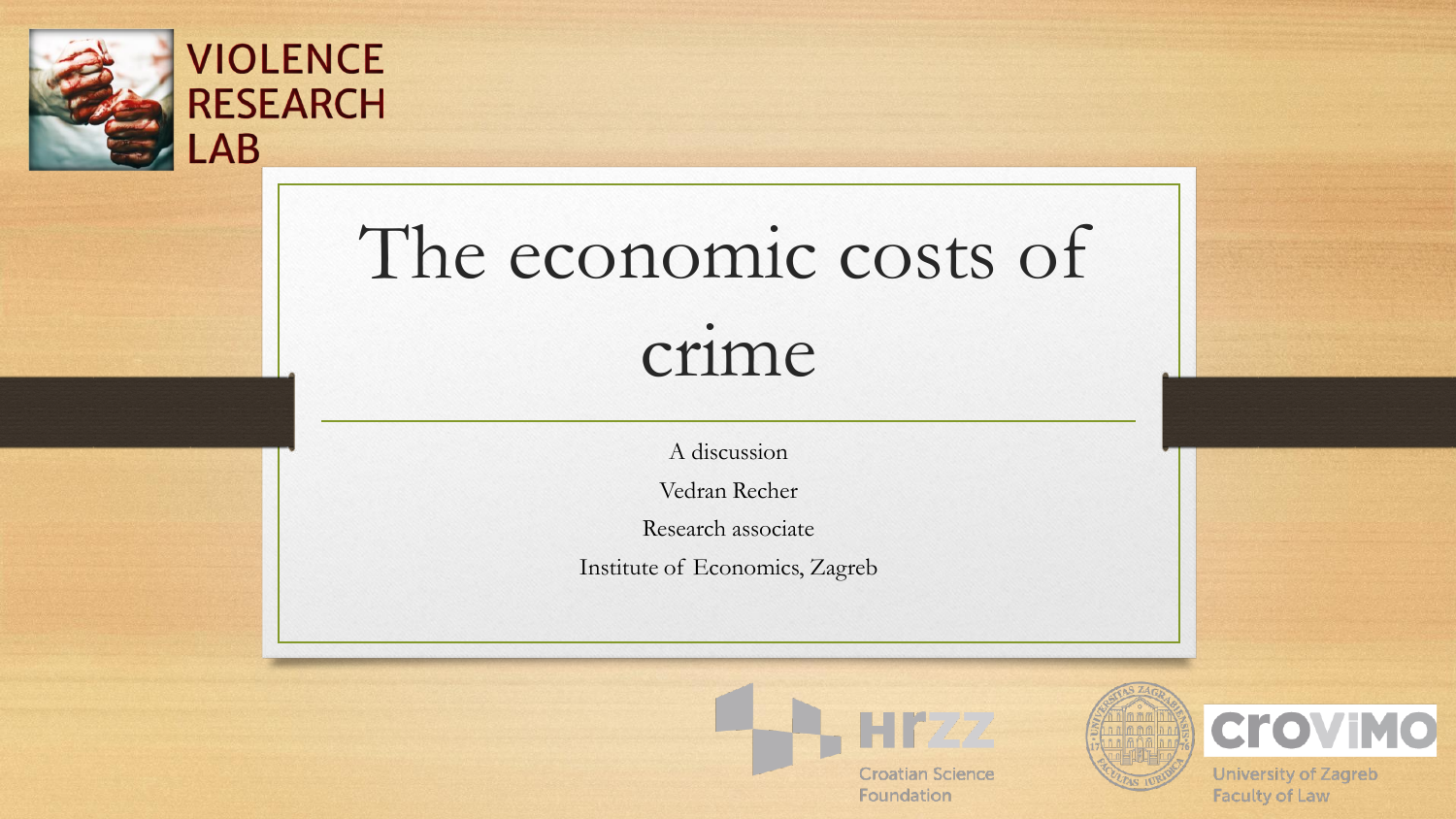VIOLENCE RESEARCH LAB

# The economic costs of crime

A discussion

Vedran Recher

Research associate

Institute of Economics, Zagreb

HRZZ Croatian Science Foundation

CroViMo University of Zagreb Faculty of Law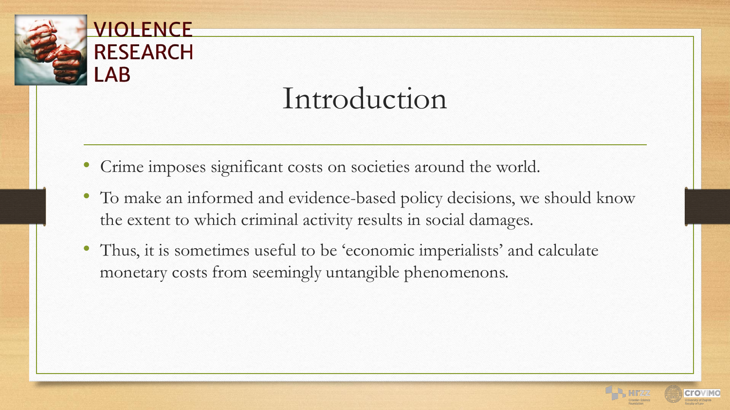# Introduction

- Crime imposes significant costs on societies around the world.
- To make an informed and evidence-based policy decisions, we should know the extent to which criminal activity results in social damages.
- Thus, it is sometimes useful to be 'economic imperialists' and calculate monetary costs from seemingly untangible phenomenons.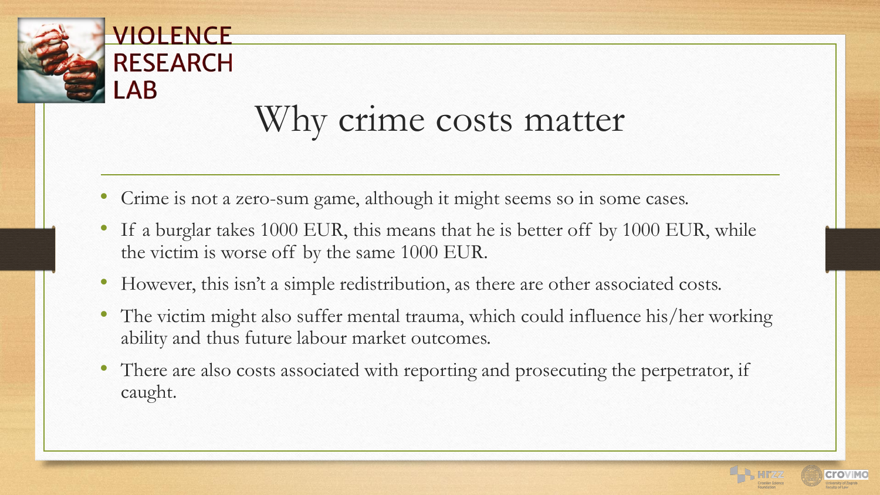# Why crime costs matter

- Crime is not a zero-sum game, although it might seems so in some cases.
- If a burglar takes 1000 EUR, this means that he is better off by 1000 EUR, while the victim is worse off by the same 1000 EUR.
- However, this isn't a simple redistribution, as there are other associated costs.
- The victim might also suffer mental trauma, which could influence his/her working ability and thus future labour market outcomes.
- There are also costs associated with reporting and prosecuting the perpetrator, if caught.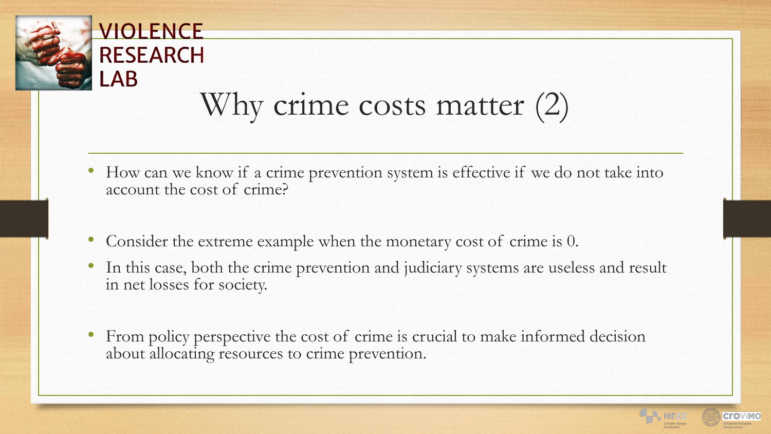# Why crime costs matter (2)

- How can we know if a crime prevention system is effective if we do not take into account the cost of crime?
- Consider the extreme example when the monetary cost of crime is 0.
- In this case, both the crime prevention and judiciary systems are useless and result in net losses for society.
- From policy perspective the cost of crime is crucial to make informed decision about allocating resources to crime prevention.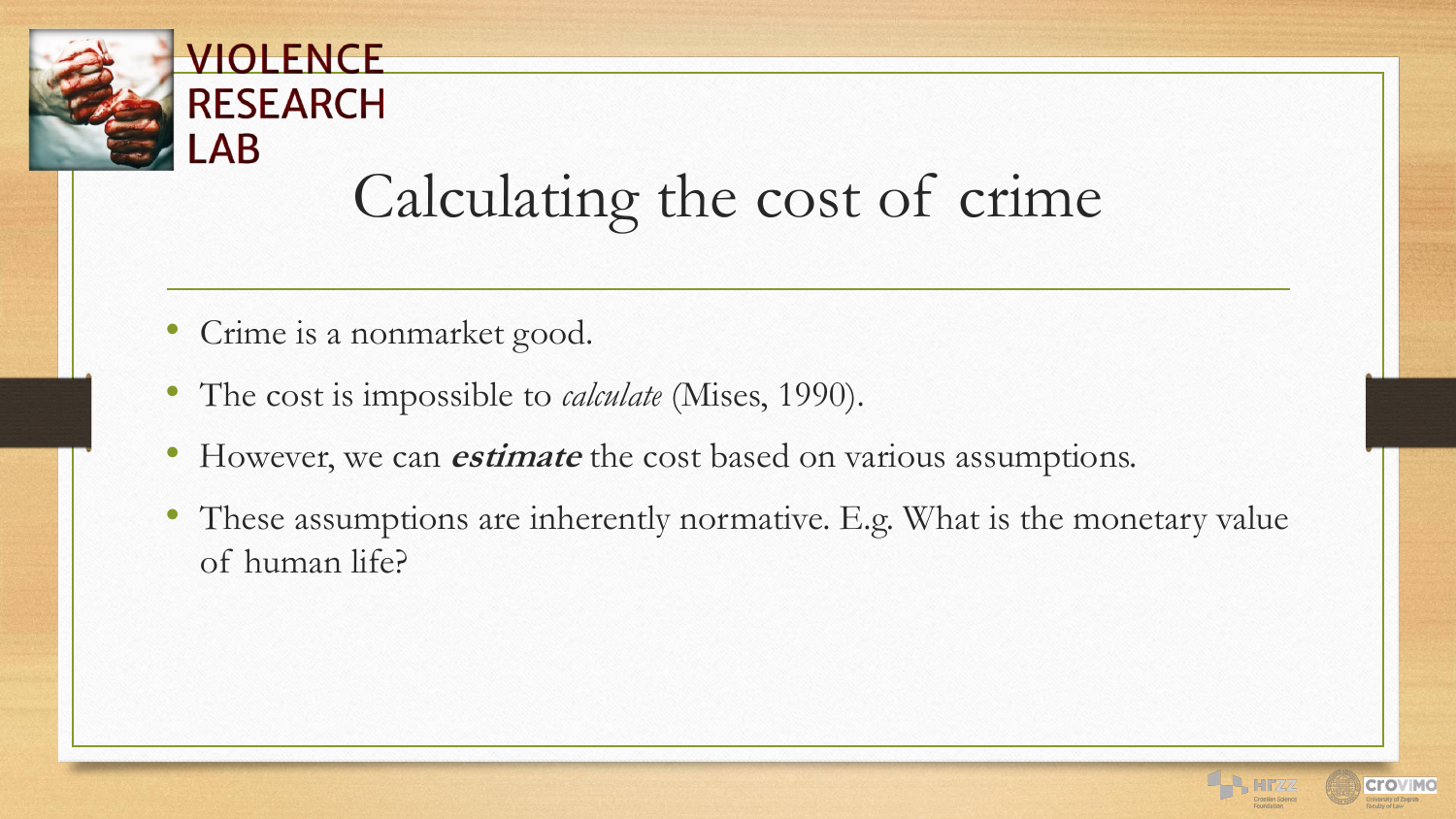# Calculating the cost of crime

- Crime is a nonmarket good.
- The cost is impossible to *calculate* (Mises, 1990).
- However, we can ***estimate*** the cost based on various assumptions.
- These assumptions are inherently normative. E.g. What is the monetary value of human life?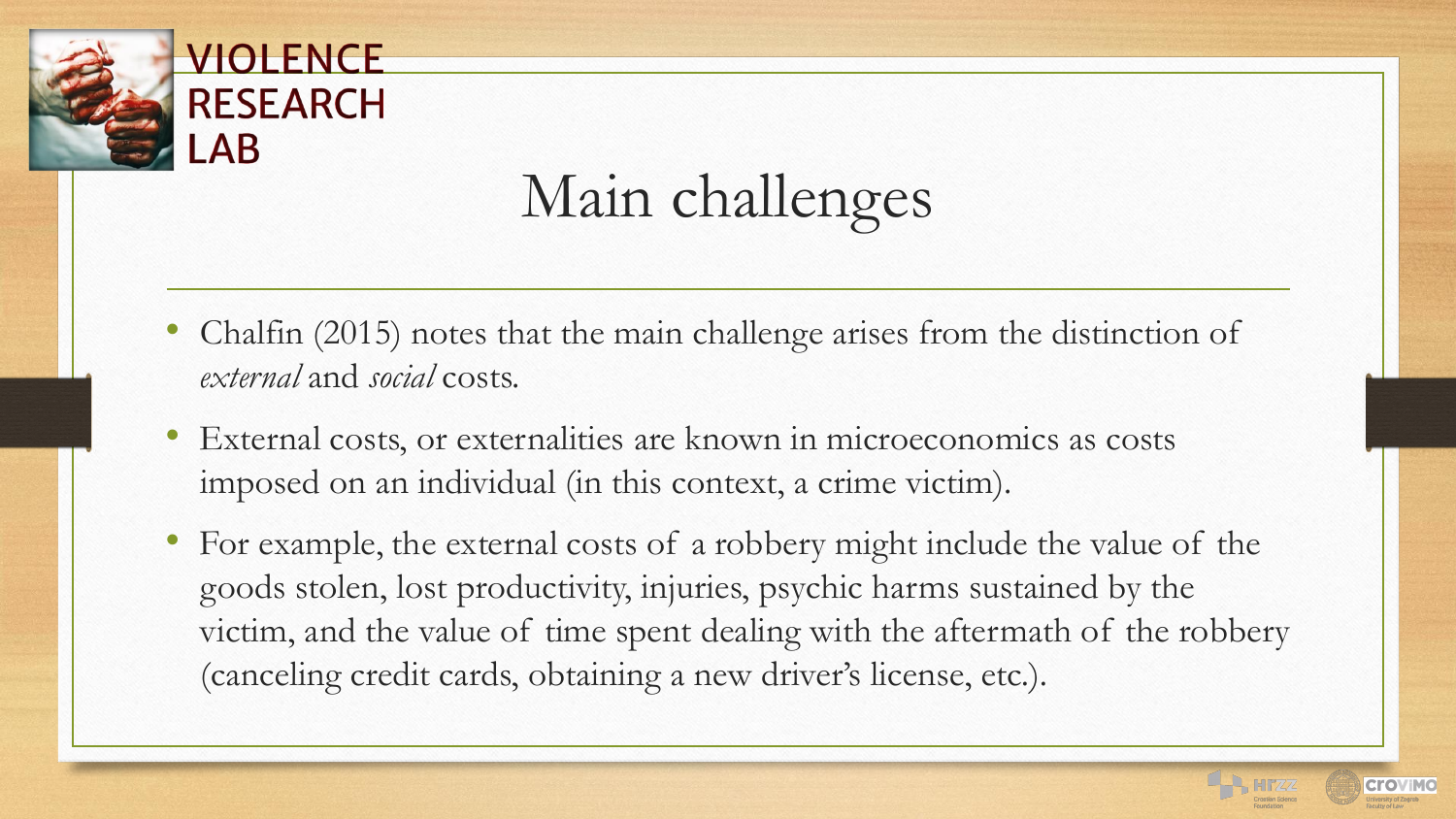# Main challenges

- Chalfin (2015) notes that the main challenge arises from the distinction of *external* and *social* costs.
- External costs, or externalities are known in microeconomics as costs imposed on an individual (in this context, a crime victim).
- For example, the external costs of a robbery might include the value of the goods stolen, lost productivity, injuries, psychic harms sustained by the victim, and the value of time spent dealing with the aftermath of the robbery (canceling credit cards, obtaining a new driver's license, etc.).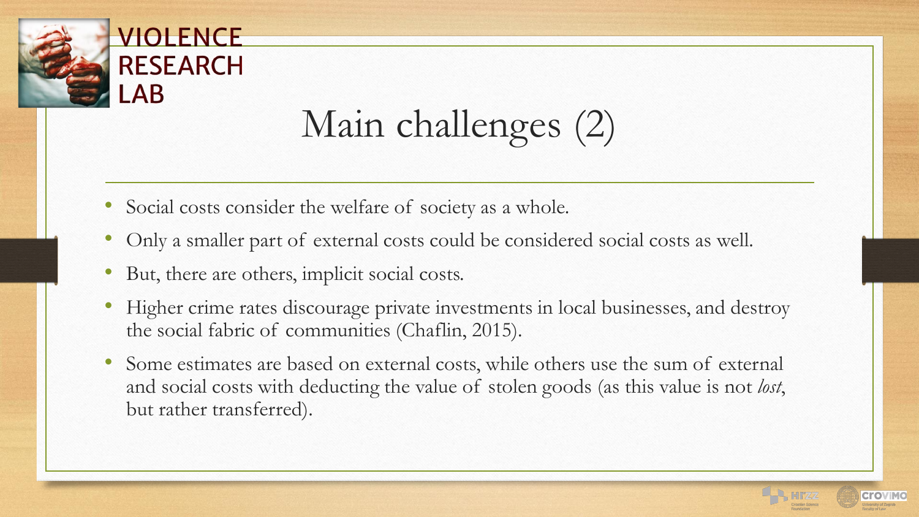# Main challenges (2)

- Social costs consider the welfare of society as a whole.
- Only a smaller part of external costs could be considered social costs as well.
- But, there are others, implicit social costs.
- Higher crime rates discourage private investments in local businesses, and destroy the social fabric of communities (Chaflin, 2015).
- Some estimates are based on external costs, while others use the sum of external and social costs with deducting the value of stolen goods (as this value is not *lost*, but rather transferred).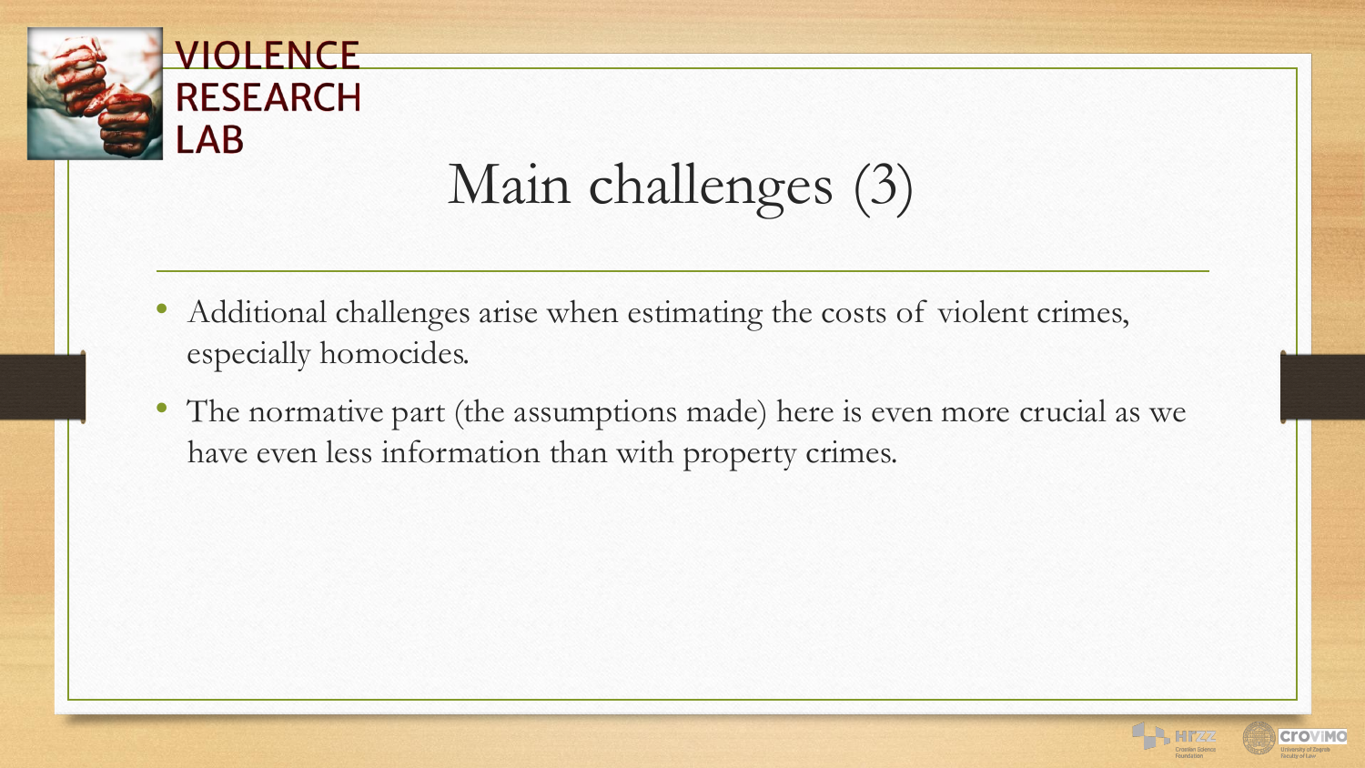VIOLENCE RESEARCH LAB

# Main challenges (3)

- Additional challenges arise when estimating the costs of violent crimes, especially homocides.
- The normative part (the assumptions made) here is even more crucial as we have even less information than with property crimes.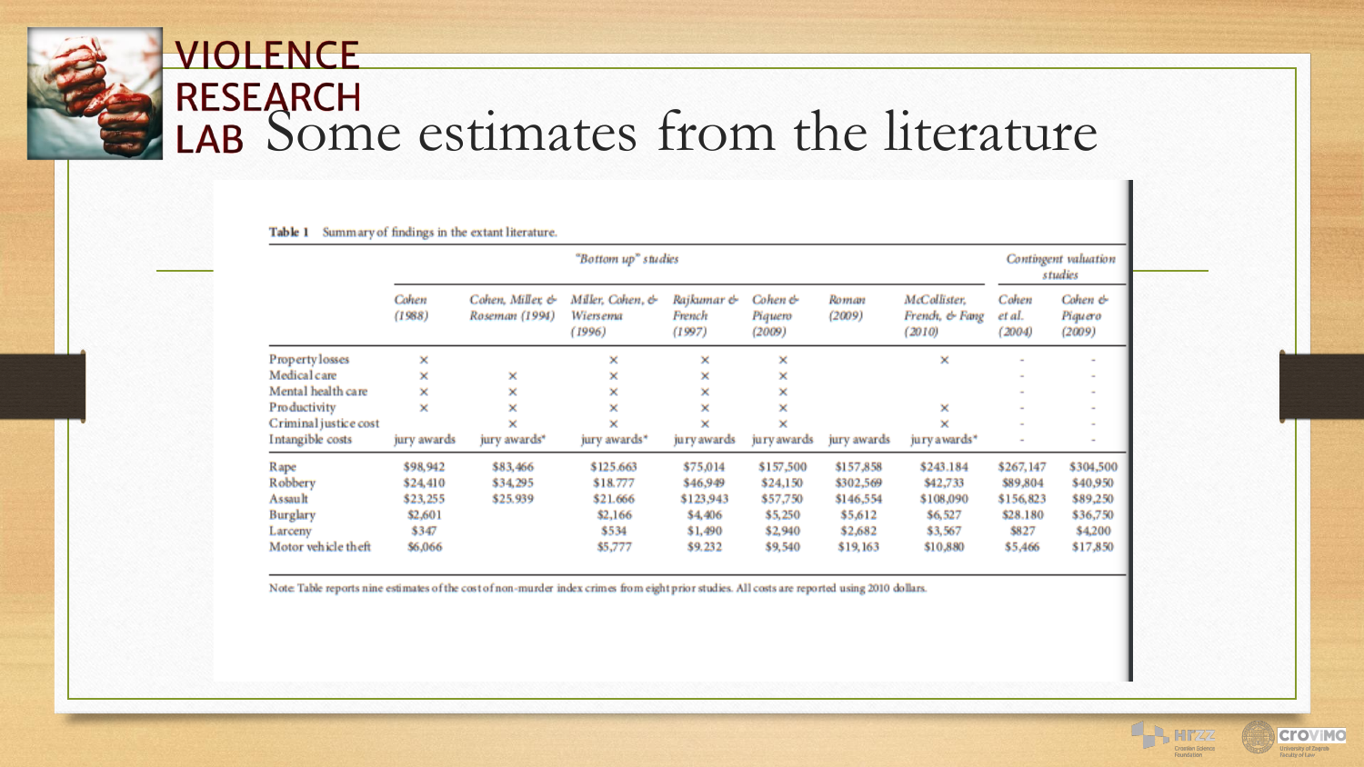# Some estimates from the literature

Table 1 Summary of findings in the extant literature.

| | "Bottom up" studies | | | | | | | Contingent valuation studies | |
|---|---|---|---|---|---|---|---|---|---|
| | *Cohen (1988)* | *Cohen, Miller, & Roseman (1994)* | *Miller, Cohen, & Wiersema (1996)* | *Rajkumar & French (1997)* | *Cohen & Piquero (2009)* | *Roman (2009)* | *McCollister, French, & Fang (2010)* | *Cohen et al. (2004)* | *Cohen & Piquero (2009)* |
| Property losses | × | | × | × | × | | × | - | - |
| Medical care | × | × | × | × | × | | | - | - |
| Mental health care | × | × | × | × | × | | | - | - |
| Productivity | × | × | × | × | × | | × | - | - |
| Criminal justice cost | | × | × | × | × | | × | - | - |
| Intangible costs | jury awards | jury awards* | jury awards* | jury awards | jury awards | jury awards | jury awards* | - | - |
| Rape | $98,942 | $83,466 | $125.663 | $75,014 | $157,500 | $157,858 | $243.184 | $267,147 | $304,500 |
| Robbery | $24,410 | $34,295 | $18.777 | $46,949 | $24,150 | $302,569 | $42,733 | $89,804 | $40,950 |
| Assault | $23,255 | $25.939 | $21.666 | $123,943 | $57,750 | $146,554 | $108,090 | $156,823 | $89,250 |
| Burglary | $2,601 | | $2,166 | $4,406 | $5,250 | $5,612 | $6,527 | $28.180 | $36,750 |
| Larceny | $347 | | $534 | $1,490 | $2,940 | $2,682 | $3,567 | $827 | $4,200 |
| Motor vehicle theft | $6,066 | | $5,777 | $9.232 | $9,540 | $19,163 | $10,880 | $5,466 | $17,850 |

Note: Table reports nine estimates of the cost of non-murder index crimes from eight prior studies. All costs are reported using 2010 dollars.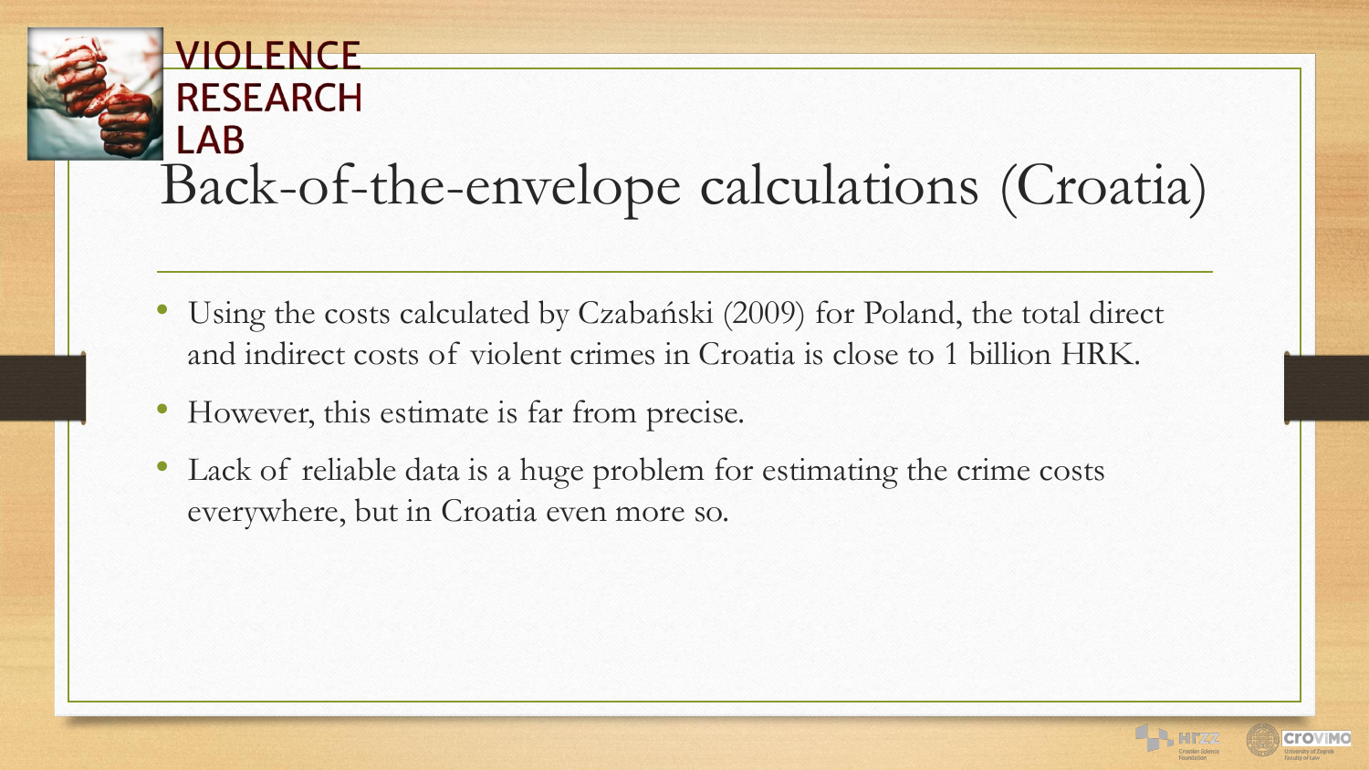# Back-of-the-envelope calculations (Croatia)

- Using the costs calculated by Czabański (2009) for Poland, the total direct and indirect costs of violent crimes in Croatia is close to 1 billion HRK.
- However, this estimate is far from precise.
- Lack of reliable data is a huge problem for estimating the crime costs everywhere, but in Croatia even more so.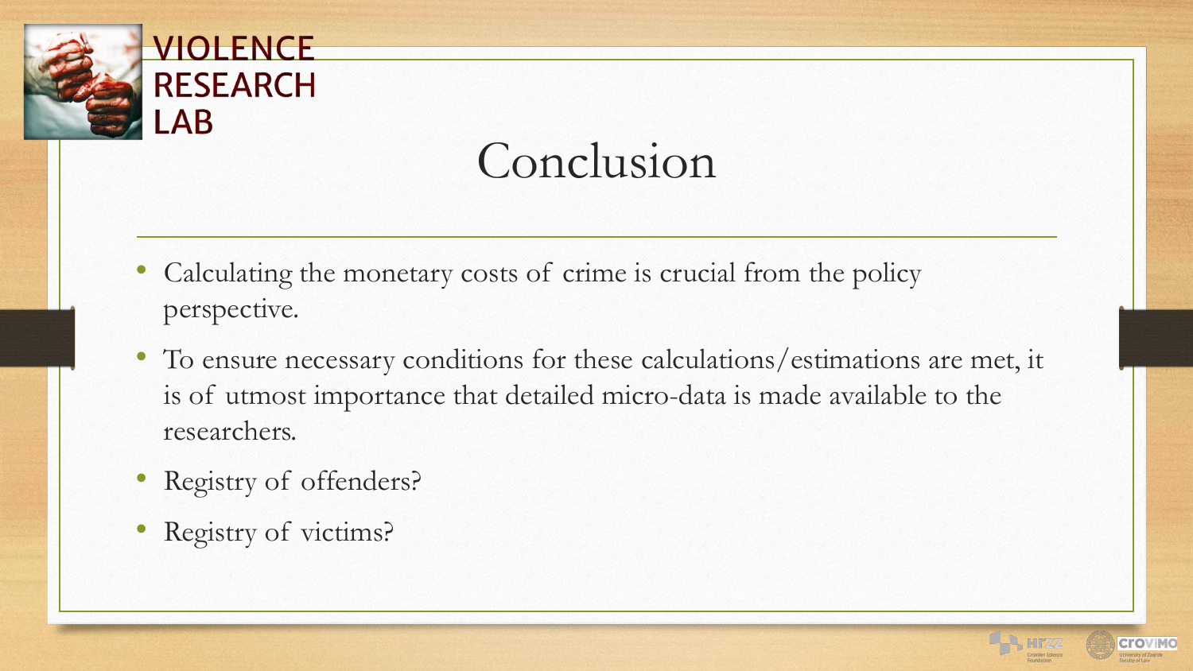# Conclusion

- Calculating the monetary costs of crime is crucial from the policy perspective.
- To ensure necessary conditions for these calculations/estimations are met, it is of utmost importance that detailed micro-data is made available to the researchers.
- Registry of offenders?
- Registry of victims?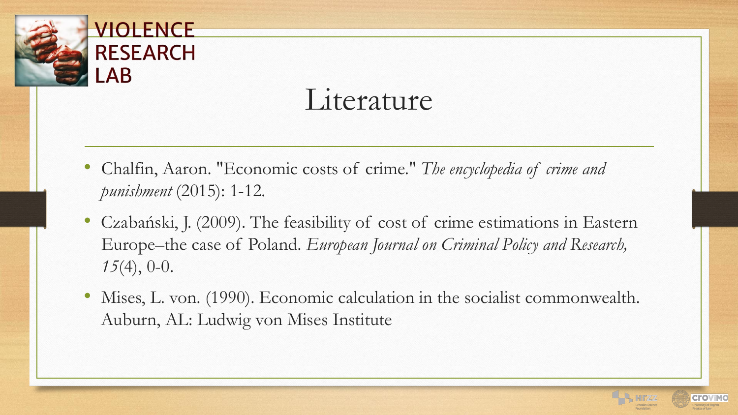# Literature

- Chalfin, Aaron. "Economic costs of crime." *The encyclopedia of crime and punishment* (2015): 1-12.
- Czabański, J. (2009). The feasibility of cost of crime estimations in Eastern Europe–the case of Poland. *European Journal on Criminal Policy and Research, 15*(4), 0-0.
- Mises, L. von. (1990). Economic calculation in the socialist commonwealth. Auburn, AL: Ludwig von Mises Institute